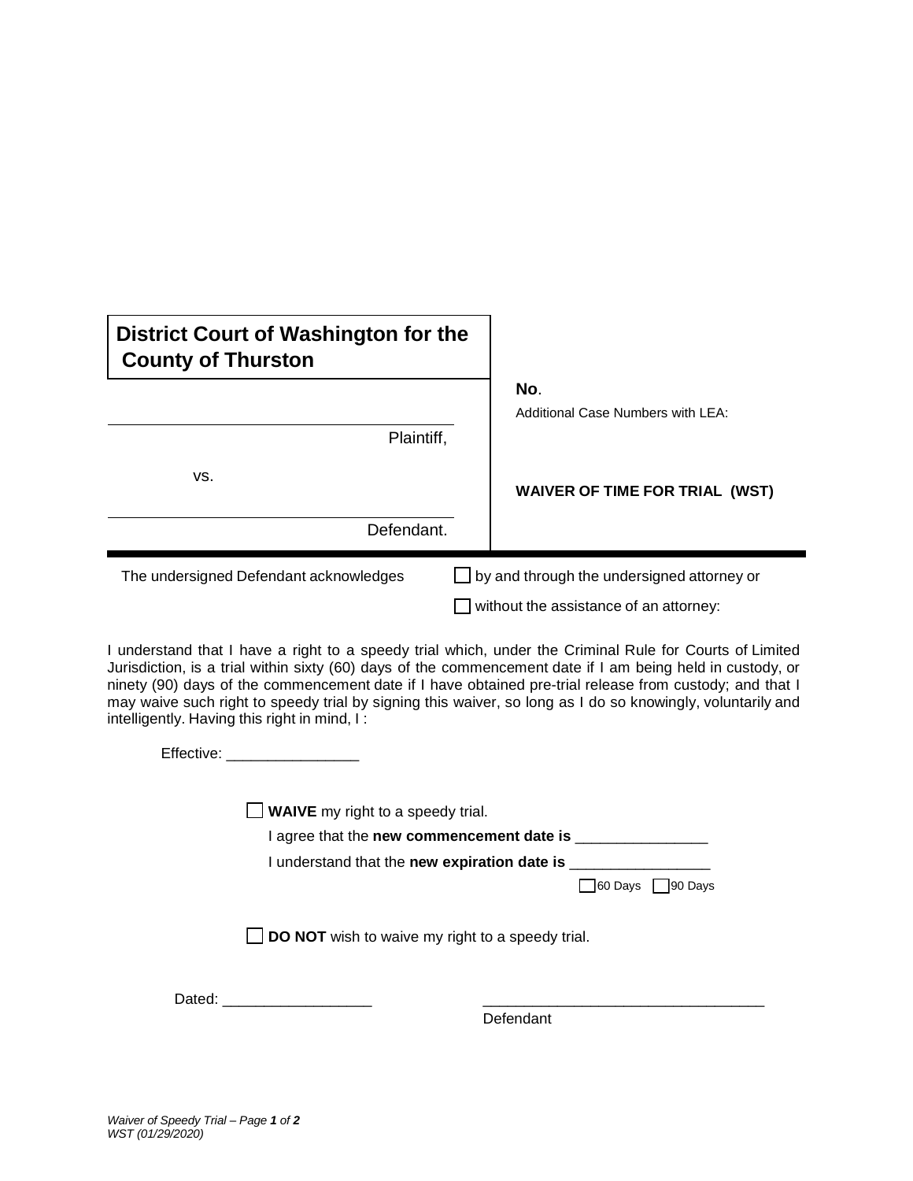**District Court of Washington for the County of Thurston**

| | |
|---|---|
| ______________________ Plaintiff, | **No**. |
| vs. | Additional Case Numbers with LEA: |
| ______________________ Defendant. | **WAIVER OF TIME FOR TRIAL (WST)** |

The undersigned Defendant acknowledges ☐ by and through the undersigned attorney or ☐ without the assistance of an attorney:

I understand that I have a right to a speedy trial which, under the Criminal Rule for Courts of Limited Jurisdiction, is a trial within sixty (60) days of the commencement date if I am being held in custody, or ninety (90) days of the commencement date if I have obtained pre-trial release from custody; and that I may waive such right to speedy trial by signing this waiver, so long as I do so knowingly, voluntarily and intelligently. Having this right in mind, I :

Effective: ________________

☐ **WAIVE** my right to a speedy trial.

I agree that the **new commencement date is** ________________

I understand that the **new expiration date is** ________________

☐ 60 Days ☐ 90 Days

☐ **DO NOT** wish to waive my right to a speedy trial.

Dated: __________________

__________________________________
Defendant

*Waiver of Speedy Trial*
*WST (01/29/2020)*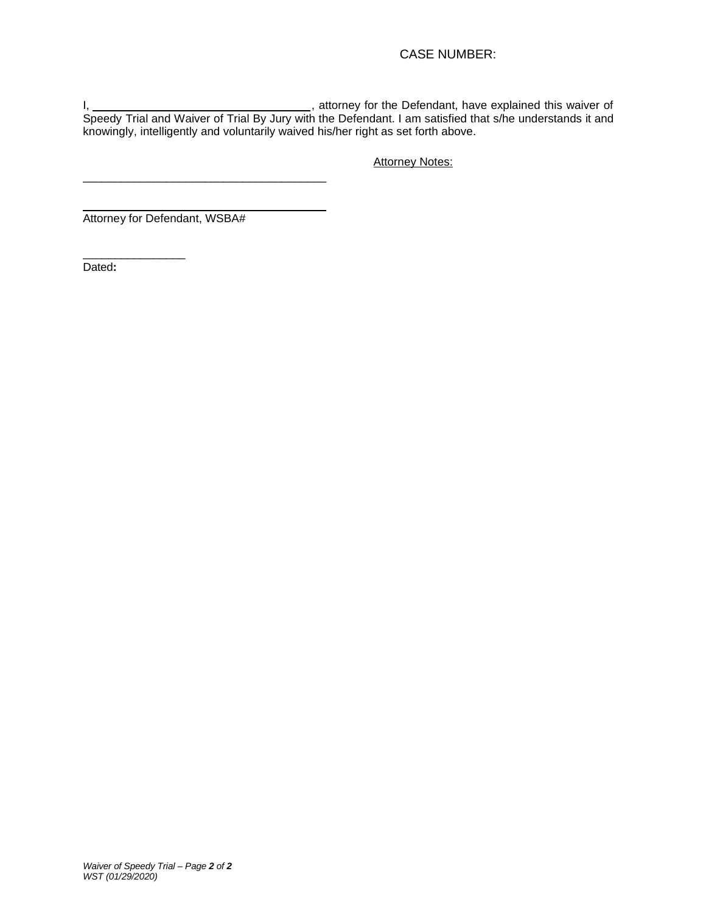CASE NUMBER:

I, ________________________________, attorney for the Defendant, have explained this waiver of Speedy Trial and Waiver of Trial By Jury with the Defendant. I am satisfied that s/he understands it and knowingly, intelligently and voluntarily waived his/her right as set forth above.

Attorney Notes:

______________________________________

______________________________________
Attorney for Defendant, WSBA#

________________
Dated: